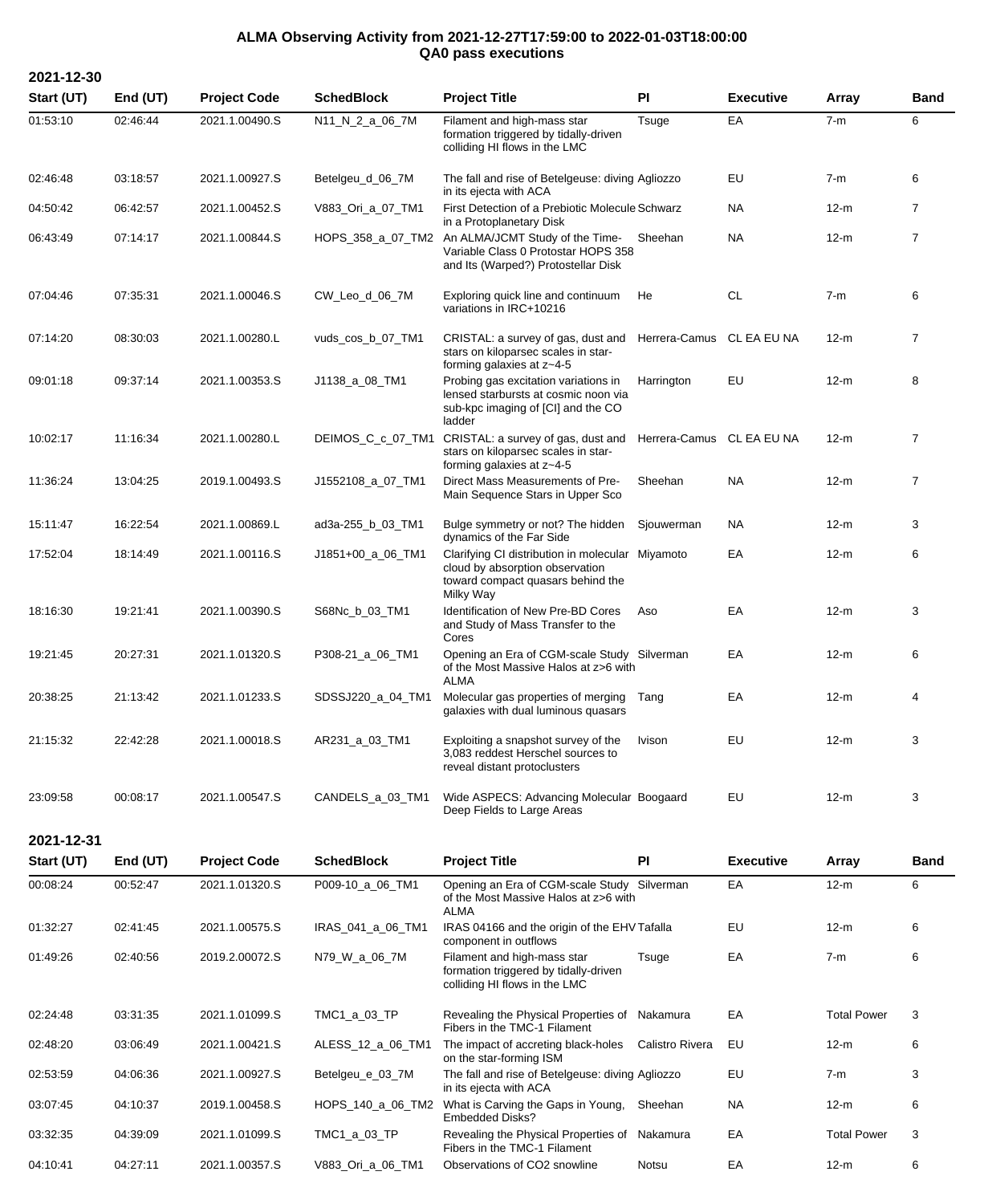# ALMA Observing Activity from 2021-12-27T17:59:00 to 2022-01-03T18:00:00
## QA0 pass executions

### 2021-12-30

| Start (UT) | End (UT) | Project Code | SchedBlock | Project Title | PI | Executive | Array | Band |
|---|---|---|---|---|---|---|---|---|
| 01:53:10 | 02:46:44 | 2021.1.00490.S | N11_N_2_a_06_7M | Filament and high-mass star formation triggered by tidally-driven colliding HI flows in the LMC | Tsuge | EA | 7-m | 6 |
| 02:46:48 | 03:18:57 | 2021.1.00927.S | Betelgeu_d_06_7M | The fall and rise of Betelgeuse: diving in its ejecta with ACA | Agliozzo | EU | 7-m | 6 |
| 04:50:42 | 06:42:57 | 2021.1.00452.S | V883_Ori_a_07_TM1 | First Detection of a Prebiotic Molecule in a Protoplanetary Disk | Schwarz | NA | 12-m | 7 |
| 06:43:49 | 07:14:17 | 2021.1.00844.S | HOPS_358_a_07_TM2 | An ALMA/JCMT Study of the Time-Variable Class 0 Protostar HOPS 358 and Its (Warped?) Protostellar Disk | Sheehan | NA | 12-m | 7 |
| 07:04:46 | 07:35:31 | 2021.1.00046.S | CW_Leo_d_06_7M | Exploring quick line and continuum variations in IRC+10216 | He | CL | 7-m | 6 |
| 07:14:20 | 08:30:03 | 2021.1.00280.L | vuds_cos_b_07_TM1 | CRISTAL: a survey of gas, dust and stars on kiloparsec scales in star-forming galaxies at z~4-5 | Herrera-Camus | CL EA EU NA | 12-m | 7 |
| 09:01:18 | 09:37:14 | 2021.1.00353.S | J1138_a_08_TM1 | Probing gas excitation variations in lensed starbursts at cosmic noon via sub-kpc imaging of [CI] and the CO ladder | Harrington | EU | 12-m | 8 |
| 10:02:17 | 11:16:34 | 2021.1.00280.L | DEIMOS_C_c_07_TM1 | CRISTAL: a survey of gas, dust and stars on kiloparsec scales in star-forming galaxies at z~4-5 | Herrera-Camus | CL EA EU NA | 12-m | 7 |
| 11:36:24 | 13:04:25 | 2019.1.00493.S | J1552108_a_07_TM1 | Direct Mass Measurements of Pre-Main Sequence Stars in Upper Sco | Sheehan | NA | 12-m | 7 |
| 15:11:47 | 16:22:54 | 2021.1.00869.L | ad3a-255_b_03_TM1 | Bulge symmetry or not? The hidden dynamics of the Far Side | Sjouwerman | NA | 12-m | 3 |
| 17:52:04 | 18:14:49 | 2021.1.00116.S | J1851+00_a_06_TM1 | Clarifying CI distribution in molecular cloud by absorption observation toward compact quasars behind the Milky Way | Miyamoto | EA | 12-m | 6 |
| 18:16:30 | 19:21:41 | 2021.1.00390.S | S68Nc_b_03_TM1 | Identification of New Pre-BD Cores and Study of Mass Transfer to the Cores | Aso | EA | 12-m | 3 |
| 19:21:45 | 20:27:31 | 2021.1.01320.S | P308-21_a_06_TM1 | Opening an Era of CGM-scale Study of the Most Massive Halos at z>6 with ALMA | Silverman | EA | 12-m | 6 |
| 20:38:25 | 21:13:42 | 2021.1.01233.S | SDSSJ220_a_04_TM1 | Molecular gas properties of merging galaxies with dual luminous quasars | Tang | EA | 12-m | 4 |
| 21:15:32 | 22:42:28 | 2021.1.00018.S | AR231_a_03_TM1 | Exploiting a snapshot survey of the 3,083 reddest Herschel sources to reveal distant protoclusters | Ivison | EU | 12-m | 3 |
| 23:09:58 | 00:08:17 | 2021.1.00547.S | CANDELS_a_03_TM1 | Wide ASPECS: Advancing Molecular Deep Fields to Large Areas | Boogaard | EU | 12-m | 3 |

### 2021-12-31

| Start (UT) | End (UT) | Project Code | SchedBlock | Project Title | PI | Executive | Array | Band |
|---|---|---|---|---|---|---|---|---|
| 00:08:24 | 00:52:47 | 2021.1.01320.S | P009-10_a_06_TM1 | Opening an Era of CGM-scale Study of the Most Massive Halos at z>6 with ALMA | Silverman | EA | 12-m | 6 |
| 01:32:27 | 02:41:45 | 2021.1.00575.S | IRAS_041_a_06_TM1 | IRAS 04166 and the origin of the EHV component in outflows | Tafalla | EU | 12-m | 6 |
| 01:49:26 | 02:40:56 | 2019.2.00072.S | N79_W_a_06_7M | Filament and high-mass star formation triggered by tidally-driven colliding HI flows in the LMC | Tsuge | EA | 7-m | 6 |
| 02:24:48 | 03:31:35 | 2021.1.01099.S | TMC1_a_03_TP | Revealing the Physical Properties of Fibers in the TMC-1 Filament | Nakamura | EA | Total Power | 3 |
| 02:48:20 | 03:06:49 | 2021.1.00421.S | ALESS_12_a_06_TM1 | The impact of accreting black-holes on the star-forming ISM | Calistro Rivera | EU | 12-m | 6 |
| 02:53:59 | 04:06:36 | 2021.1.00927.S | Betelgeu_e_03_7M | The fall and rise of Betelgeuse: diving in its ejecta with ACA | Agliozzo | EU | 7-m | 3 |
| 03:07:45 | 04:10:37 | 2019.1.00458.S | HOPS_140_a_06_TM2 | What is Carving the Gaps in Young, Embedded Disks? | Sheehan | NA | 12-m | 6 |
| 03:32:35 | 04:39:09 | 2021.1.01099.S | TMC1_a_03_TP | Revealing the Physical Properties of Fibers in the TMC-1 Filament | Nakamura | EA | Total Power | 3 |
| 04:10:41 | 04:27:11 | 2021.1.00357.S | V883_Ori_a_06_TM1 | Observations of CO2 snowline | Notsu | EA | 12-m | 6 |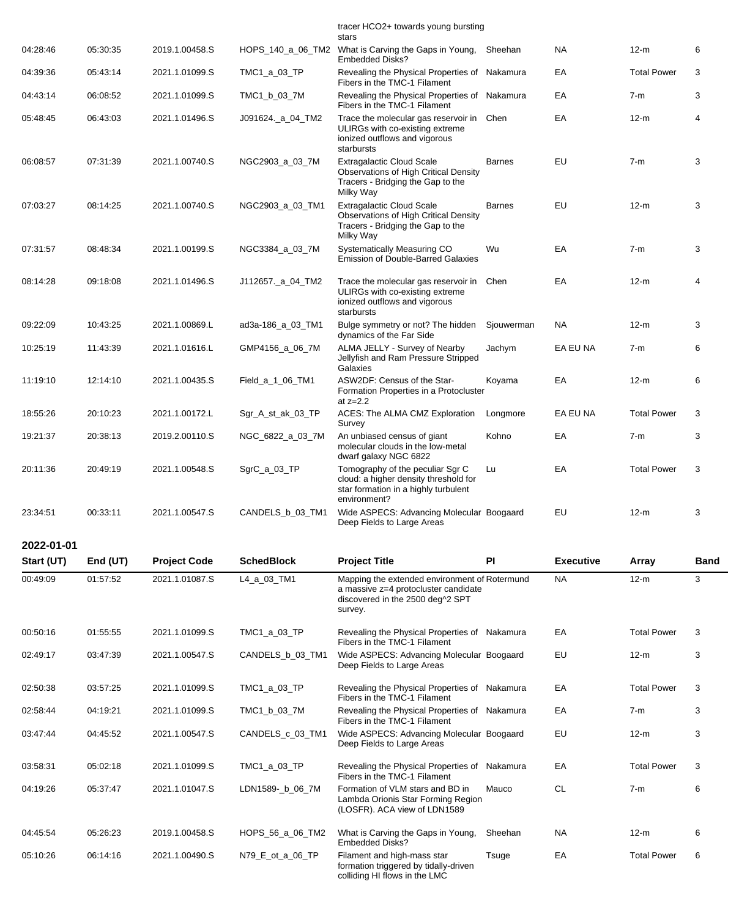| Start (UT) | End (UT) | Project Code | SchedBlock | Project Title | PI | Executive | Array | Band |
|---|---|---|---|---|---|---|---|---|
| | | | | tracer HCO2+ towards young bursting stars | | | | |
| 04:28:46 | 05:30:35 | 2019.1.00458.S | HOPS_140_a_06_TM2 | What is Carving the Gaps in Young, Embedded Disks? | Sheehan | NA | 12-m | 6 |
| 04:39:36 | 05:43:14 | 2021.1.01099.S | TMC1_a_03_TP | Revealing the Physical Properties of Fibers in the TMC-1 Filament | Nakamura | EA | Total Power | 3 |
| 04:43:14 | 06:08:52 | 2021.1.01099.S | TMC1_b_03_7M | Revealing the Physical Properties of Fibers in the TMC-1 Filament | Nakamura | EA | 7-m | 3 |
| 05:48:45 | 06:43:03 | 2021.1.01496.S | J091624._a_04_TM2 | Trace the molecular gas reservoir in ULIRGs with co-existing extreme ionized outflows and vigorous starbursts | Chen | EA | 12-m | 4 |
| 06:08:57 | 07:31:39 | 2021.1.00740.S | NGC2903_a_03_7M | Extragalactic Cloud Scale Observations of High Critical Density Tracers - Bridging the Gap to the Milky Way | Barnes | EU | 7-m | 3 |
| 07:03:27 | 08:14:25 | 2021.1.00740.S | NGC2903_a_03_TM1 | Extragalactic Cloud Scale Observations of High Critical Density Tracers - Bridging the Gap to the Milky Way | Barnes | EU | 12-m | 3 |
| 07:31:57 | 08:48:34 | 2021.1.00199.S | NGC3384_a_03_7M | Systematically Measuring CO Emission of Double-Barred Galaxies | Wu | EA | 7-m | 3 |
| 08:14:28 | 09:18:08 | 2021.1.01496.S | J112657._a_04_TM2 | Trace the molecular gas reservoir in ULIRGs with co-existing extreme ionized outflows and vigorous starbursts | Chen | EA | 12-m | 4 |
| 09:22:09 | 10:43:25 | 2021.1.00869.L | ad3a-186_a_03_TM1 | Bulge symmetry or not? The hidden dynamics of the Far Side | Sjouwerman | NA | 12-m | 3 |
| 10:25:19 | 11:43:39 | 2021.1.01616.L | GMP4156_a_06_7M | ALMA JELLY - Survey of Nearby Jellyfish and Ram Pressure Stripped Galaxies | Jachym | EA EU NA | 7-m | 6 |
| 11:19:10 | 12:14:10 | 2021.1.00435.S | Field_a_1_06_TM1 | ASW2DF: Census of the Star-Formation Properties in a Protocluster at z=2.2 | Koyama | EA | 12-m | 6 |
| 18:55:26 | 20:10:23 | 2021.1.00172.L | Sgr_A_st_ak_03_TP | ACES: The ALMA CMZ Exploration Survey | Longmore | EA EU NA | Total Power | 3 |
| 19:21:37 | 20:38:13 | 2019.2.00110.S | NGC_6822_a_03_7M | An unbiased census of giant molecular clouds in the low-metal dwarf galaxy NGC 6822 | Kohno | EA | 7-m | 3 |
| 20:11:36 | 20:49:19 | 2021.1.00548.S | SgrC_a_03_TP | Tomography of the peculiar Sgr C cloud: a higher density threshold for star formation in a highly turbulent environment? | Lu | EA | Total Power | 3 |
| 23:34:51 | 00:33:11 | 2021.1.00547.S | CANDELS_b_03_TM1 | Wide ASPECS: Advancing Molecular Deep Fields to Large Areas | Boogaard | EU | 12-m | 3 |

**2022-01-01**

| Start (UT) | End (UT) | Project Code | SchedBlock | Project Title | PI | Executive | Array | Band |
|---|---|---|---|---|---|---|---|---|
| 00:49:09 | 01:57:52 | 2021.1.01087.S | L4_a_03_TM1 | Mapping the extended environment of a massive z=4 protocluster candidate discovered in the 2500 deg^2 SPT survey. | Rotermund | NA | 12-m | 3 |
| 00:50:16 | 01:55:55 | 2021.1.01099.S | TMC1_a_03_TP | Revealing the Physical Properties of Fibers in the TMC-1 Filament | Nakamura | EA | Total Power | 3 |
| 02:49:17 | 03:47:39 | 2021.1.00547.S | CANDELS_b_03_TM1 | Wide ASPECS: Advancing Molecular Deep Fields to Large Areas | Boogaard | EU | 12-m | 3 |
| 02:50:38 | 03:57:25 | 2021.1.01099.S | TMC1_a_03_TP | Revealing the Physical Properties of Fibers in the TMC-1 Filament | Nakamura | EA | Total Power | 3 |
| 02:58:44 | 04:19:21 | 2021.1.01099.S | TMC1_b_03_7M | Revealing the Physical Properties of Fibers in the TMC-1 Filament | Nakamura | EA | 7-m | 3 |
| 03:47:44 | 04:45:52 | 2021.1.00547.S | CANDELS_c_03_TM1 | Wide ASPECS: Advancing Molecular Deep Fields to Large Areas | Boogaard | EU | 12-m | 3 |
| 03:58:31 | 05:02:18 | 2021.1.01099.S | TMC1_a_03_TP | Revealing the Physical Properties of Fibers in the TMC-1 Filament | Nakamura | EA | Total Power | 3 |
| 04:19:26 | 05:37:47 | 2021.1.01047.S | LDN1589-_b_06_7M | Formation of VLM stars and BD in Lambda Orionis Star Forming Region (LOSFR). ACA view of LDN1589 | Mauco | CL | 7-m | 6 |
| 04:45:54 | 05:26:23 | 2019.1.00458.S | HOPS_56_a_06_TM2 | What is Carving the Gaps in Young, Embedded Disks? | Sheehan | NA | 12-m | 6 |
| 05:10:26 | 06:14:16 | 2021.1.00490.S | N79_E_ot_a_06_TP | Filament and high-mass star formation triggered by tidally-driven colliding HI flows in the LMC | Tsuge | EA | Total Power | 6 |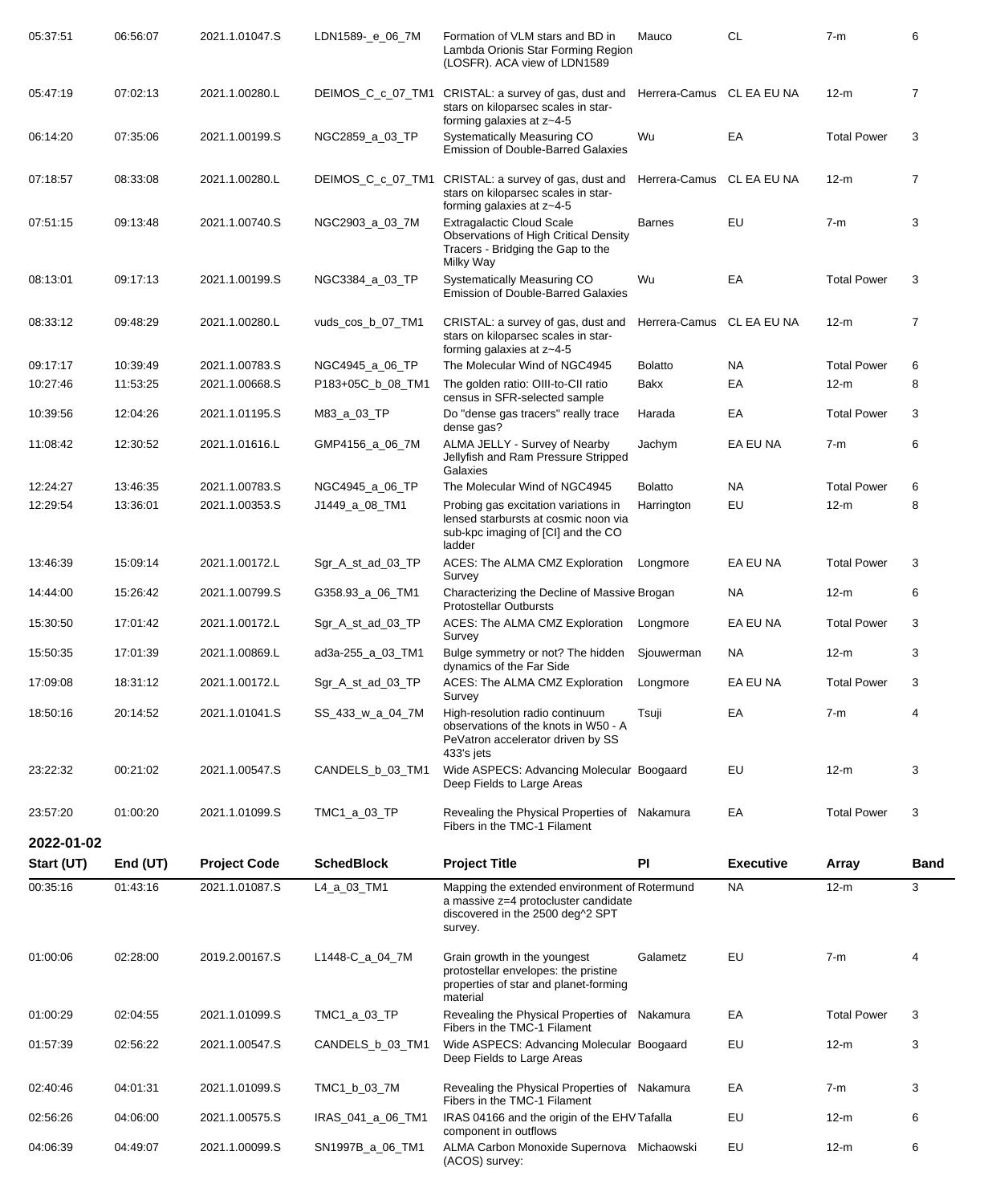| Start (UT) | End (UT) | Project Code | SchedBlock | Project Title | PI | Executive | Array | Band |
|---|---|---|---|---|---|---|---|---|
| 05:37:51 | 06:56:07 | 2021.1.01047.S | LDN1589-_e_06_7M | Formation of VLM stars and BD in Lambda Orionis Star Forming Region (LOSFR). ACA view of LDN1589 | Mauco | CL | 7-m | 6 |
| 05:47:19 | 07:02:13 | 2021.1.00280.L | DEIMOS_C_c_07_TM1 | CRISTAL: a survey of gas, dust and stars on kiloparsec scales in star-forming galaxies at z~4-5 | Herrera-Camus | CL EA EU NA | 12-m | 7 |
| 06:14:20 | 07:35:06 | 2021.1.00199.S | NGC2859_a_03_TP | Systematically Measuring CO Emission of Double-Barred Galaxies | Wu | EA | Total Power | 3 |
| 07:18:57 | 08:33:08 | 2021.1.00280.L | DEIMOS_C_c_07_TM1 | CRISTAL: a survey of gas, dust and stars on kiloparsec scales in star-forming galaxies at z~4-5 | Herrera-Camus | CL EA EU NA | 12-m | 7 |
| 07:51:15 | 09:13:48 | 2021.1.00740.S | NGC2903_a_03_7M | Extragalactic Cloud Scale Observations of High Critical Density Tracers - Bridging the Gap to the Milky Way | Barnes | EU | 7-m | 3 |
| 08:13:01 | 09:17:13 | 2021.1.00199.S | NGC3384_a_03_TP | Systematically Measuring CO Emission of Double-Barred Galaxies | Wu | EA | Total Power | 3 |
| 08:33:12 | 09:48:29 | 2021.1.00280.L | vuds_cos_b_07_TM1 | CRISTAL: a survey of gas, dust and stars on kiloparsec scales in star-forming galaxies at z~4-5 | Herrera-Camus | CL EA EU NA | 12-m | 7 |
| 09:17:17 | 10:39:49 | 2021.1.00783.S | NGC4945_a_06_TP | The Molecular Wind of NGC4945 | Bolatto | NA | Total Power | 6 |
| 10:27:46 | 11:53:25 | 2021.1.00668.S | P183+05C_b_08_TM1 | The golden ratio: OIII-to-CII ratio census in SFR-selected sample | Bakx | EA | 12-m | 8 |
| 10:39:56 | 12:04:26 | 2021.1.01195.S | M83_a_03_TP | Do "dense gas tracers" really trace dense gas? | Harada | EA | Total Power | 3 |
| 11:08:42 | 12:30:52 | 2021.1.01616.L | GMP4156_a_06_7M | ALMA JELLY - Survey of Nearby Jellyfish and Ram Pressure Stripped Galaxies | Jachym | EA EU NA | 7-m | 6 |
| 12:24:27 | 13:46:35 | 2021.1.00783.S | NGC4945_a_06_TP | The Molecular Wind of NGC4945 | Bolatto | NA | Total Power | 6 |
| 12:29:54 | 13:36:01 | 2021.1.00353.S | J1449_a_08_TM1 | Probing gas excitation variations in lensed starbursts at cosmic noon via sub-kpc imaging of [CI] and the CO ladder | Harrington | EU | 12-m | 8 |
| 13:46:39 | 15:09:14 | 2021.1.00172.L | Sgr_A_st_ad_03_TP | ACES: The ALMA CMZ Exploration Survey | Longmore | EA EU NA | Total Power | 3 |
| 14:44:00 | 15:26:42 | 2021.1.00799.S | G358.93_a_06_TM1 | Characterizing the Decline of Massive Protostellar Outbursts | Brogan | NA | 12-m | 6 |
| 15:30:50 | 17:01:42 | 2021.1.00172.L | Sgr_A_st_ad_03_TP | ACES: The ALMA CMZ Exploration Survey | Longmore | EA EU NA | Total Power | 3 |
| 15:50:35 | 17:01:39 | 2021.1.00869.L | ad3a-255_a_03_TM1 | Bulge symmetry or not? The hidden dynamics of the Far Side | Sjouwerman | NA | 12-m | 3 |
| 17:09:08 | 18:31:12 | 2021.1.00172.L | Sgr_A_st_ad_03_TP | ACES: The ALMA CMZ Exploration Survey | Longmore | EA EU NA | Total Power | 3 |
| 18:50:16 | 20:14:52 | 2021.1.01041.S | SS_433_w_a_04_7M | High-resolution radio continuum observations of the knots in W50 - A PeVatron accelerator driven by SS 433's jets | Tsuji | EA | 7-m | 4 |
| 23:22:32 | 00:21:02 | 2021.1.00547.S | CANDELS_b_03_TM1 | Wide ASPECS: Advancing Molecular Deep Fields to Large Areas | Boogaard | EU | 12-m | 3 |
| 23:57:20 | 01:00:20 | 2021.1.01099.S | TMC1_a_03_TP | Revealing the Physical Properties of Fibers in the TMC-1 Filament | Nakamura | EA | Total Power | 3 |

**2022-01-02**

| Start (UT) | End (UT) | Project Code | SchedBlock | Project Title | PI | Executive | Array | Band |
|---|---|---|---|---|---|---|---|---|
| 00:35:16 | 01:43:16 | 2021.1.01087.S | L4_a_03_TM1 | Mapping the extended environment of a massive z=4 protocluster candidate discovered in the 2500 deg^2 SPT survey. | Rotermund | NA | 12-m | 3 |
| 01:00:06 | 02:28:00 | 2019.2.00167.S | L1448-C_a_04_7M | Grain growth in the youngest protostellar envelopes: the pristine properties of star and planet-forming material | Galametz | EU | 7-m | 4 |
| 01:00:29 | 02:04:55 | 2021.1.01099.S | TMC1_a_03_TP | Revealing the Physical Properties of Fibers in the TMC-1 Filament | Nakamura | EA | Total Power | 3 |
| 01:57:39 | 02:56:22 | 2021.1.00547.S | CANDELS_b_03_TM1 | Wide ASPECS: Advancing Molecular Deep Fields to Large Areas | Boogaard | EU | 12-m | 3 |
| 02:40:46 | 04:01:31 | 2021.1.01099.S | TMC1_b_03_7M | Revealing the Physical Properties of Fibers in the TMC-1 Filament | Nakamura | EA | 7-m | 3 |
| 02:56:26 | 04:06:00 | 2021.1.00575.S | IRAS_041_a_06_TM1 | IRAS 04166 and the origin of the EHV component in outflows | Tafalla | EU | 12-m | 6 |
| 04:06:39 | 04:49:07 | 2021.1.00099.S | SN1997B_a_06_TM1 | ALMA Carbon Monoxide Supernova (ACOS) survey: | Michaowski | EU | 12-m | 6 |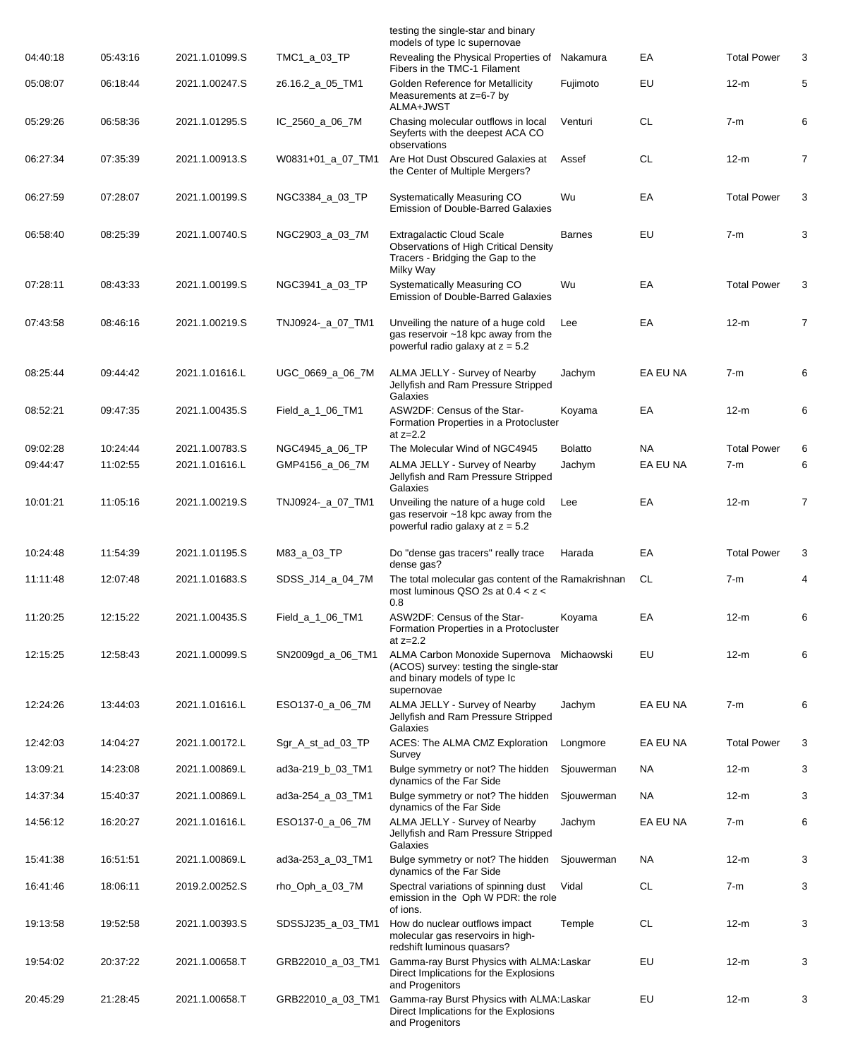| | | | | testing the single-star and binary models of type Ic supernovae | | | | |
|---|---|---|---|---|---|---|---|---|
| 04:40:18 | 05:43:16 | 2021.1.01099.S | TMC1_a_03_TP | Revealing the Physical Properties of Fibers in the TMC-1 Filament | Nakamura | EA | Total Power | 3 |
| 05:08:07 | 06:18:44 | 2021.1.00247.S | z6.16.2_a_05_TM1 | Golden Reference for Metallicity Measurements at z=6-7 by ALMA+JWST | Fujimoto | EU | 12-m | 5 |
| 05:29:26 | 06:58:36 | 2021.1.01295.S | IC_2560_a_06_7M | Chasing molecular outflows in local Seyferts with the deepest ACA CO observations | Venturi | CL | 7-m | 6 |
| 06:27:34 | 07:35:39 | 2021.1.00913.S | W0831+01_a_07_TM1 | Are Hot Dust Obscured Galaxies at the Center of Multiple Mergers? | Assef | CL | 12-m | 7 |
| 06:27:59 | 07:28:07 | 2021.1.00199.S | NGC3384_a_03_TP | Systematically Measuring CO Emission of Double-Barred Galaxies | Wu | EA | Total Power | 3 |
| 06:58:40 | 08:25:39 | 2021.1.00740.S | NGC2903_a_03_7M | Extragalactic Cloud Scale Observations of High Critical Density Tracers - Bridging the Gap to the Milky Way | Barnes | EU | 7-m | 3 |
| 07:28:11 | 08:43:33 | 2021.1.00199.S | NGC3941_a_03_TP | Systematically Measuring CO Emission of Double-Barred Galaxies | Wu | EA | Total Power | 3 |
| 07:43:58 | 08:46:16 | 2021.1.00219.S | TNJ0924-_a_07_TM1 | Unveiling the nature of a huge cold gas reservoir ~18 kpc away from the powerful radio galaxy at z = 5.2 | Lee | EA | 12-m | 7 |
| 08:25:44 | 09:44:42 | 2021.1.01616.L | UGC_0669_a_06_7M | ALMA JELLY - Survey of Nearby Jellyfish and Ram Pressure Stripped Galaxies | Jachym | EA EU NA | 7-m | 6 |
| 08:52:21 | 09:47:35 | 2021.1.00435.S | Field_a_1_06_TM1 | ASW2DF: Census of the Star-Formation Properties in a Protocluster at z=2.2 | Koyama | EA | 12-m | 6 |
| 09:02:28 | 10:24:44 | 2021.1.00783.S | NGC4945_a_06_TP | The Molecular Wind of NGC4945 | Bolatto | NA | Total Power | 6 |
| 09:44:47 | 11:02:55 | 2021.1.01616.L | GMP4156_a_06_7M | ALMA JELLY - Survey of Nearby Jellyfish and Ram Pressure Stripped Galaxies | Jachym | EA EU NA | 7-m | 6 |
| 10:01:21 | 11:05:16 | 2021.1.00219.S | TNJ0924-_a_07_TM1 | Unveiling the nature of a huge cold gas reservoir ~18 kpc away from the powerful radio galaxy at z = 5.2 | Lee | EA | 12-m | 7 |
| 10:24:48 | 11:54:39 | 2021.1.01195.S | M83_a_03_TP | Do "dense gas tracers" really trace dense gas? | Harada | EA | Total Power | 3 |
| 11:11:48 | 12:07:48 | 2021.1.01683.S | SDSS_J14_a_04_7M | The total molecular gas content of the most luminous QSO 2s at 0.4 < z < 0.8 | Ramakrishnan | CL | 7-m | 4 |
| 11:20:25 | 12:15:22 | 2021.1.00435.S | Field_a_1_06_TM1 | ASW2DF: Census of the Star-Formation Properties in a Protocluster at z=2.2 | Koyama | EA | 12-m | 6 |
| 12:15:25 | 12:58:43 | 2021.1.00099.S | SN2009gd_a_06_TM1 | ALMA Carbon Monoxide Supernova (ACOS) survey: testing the single-star and binary models of type Ic supernovae | Michaowski | EU | 12-m | 6 |
| 12:24:26 | 13:44:03 | 2021.1.01616.L | ESO137-0_a_06_7M | ALMA JELLY - Survey of Nearby Jellyfish and Ram Pressure Stripped Galaxies | Jachym | EA EU NA | 7-m | 6 |
| 12:42:03 | 14:04:27 | 2021.1.00172.L | Sgr_A_st_ad_03_TP | ACES: The ALMA CMZ Exploration Survey | Longmore | EA EU NA | Total Power | 3 |
| 13:09:21 | 14:23:08 | 2021.1.00869.L | ad3a-219_b_03_TM1 | Bulge symmetry or not? The hidden dynamics of the Far Side | Sjouwerman | NA | 12-m | 3 |
| 14:37:34 | 15:40:37 | 2021.1.00869.L | ad3a-254_a_03_TM1 | Bulge symmetry or not? The hidden dynamics of the Far Side | Sjouwerman | NA | 12-m | 3 |
| 14:56:12 | 16:20:27 | 2021.1.01616.L | ESO137-0_a_06_7M | ALMA JELLY - Survey of Nearby Jellyfish and Ram Pressure Stripped Galaxies | Jachym | EA EU NA | 7-m | 6 |
| 15:41:38 | 16:51:51 | 2021.1.00869.L | ad3a-253_a_03_TM1 | Bulge symmetry or not? The hidden dynamics of the Far Side | Sjouwerman | NA | 12-m | 3 |
| 16:41:46 | 18:06:11 | 2019.2.00252.S | rho_Oph_a_03_7M | Spectral variations of spinning dust emission in the Oph W PDR: the role of ions. | Vidal | CL | 7-m | 3 |
| 19:13:58 | 19:52:58 | 2021.1.00393.S | SDSSJ235_a_03_TM1 | How do nuclear outflows impact molecular gas reservoirs in high-redshift luminous quasars? | Temple | CL | 12-m | 3 |
| 19:54:02 | 20:37:22 | 2021.1.00658.T | GRB22010_a_03_TM1 | Gamma-ray Burst Physics with ALMA: Direct Implications for the Explosions and Progenitors | Laskar | EU | 12-m | 3 |
| 20:45:29 | 21:28:45 | 2021.1.00658.T | GRB22010_a_03_TM1 | Gamma-ray Burst Physics with ALMA: Direct Implications for the Explosions and Progenitors | Laskar | EU | 12-m | 3 |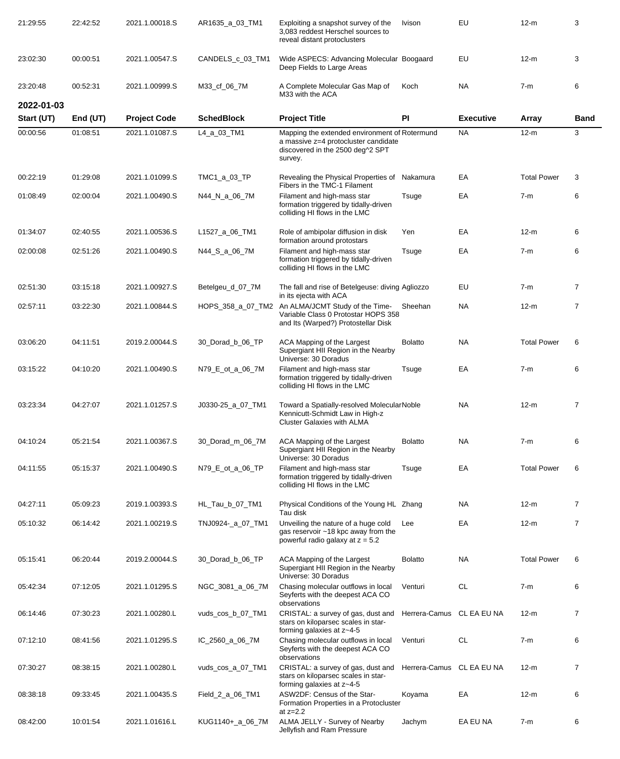| Start (UT) | End (UT) | Project Code | SchedBlock | Project Title | PI | Executive | Array | Band |
|---|---|---|---|---|---|---|---|---|
| 21:29:55 | 22:42:52 | 2021.1.00018.S | AR1635_a_03_TM1 | Exploiting a snapshot survey of the 3,083 reddest Herschel sources to reveal distant protoclusters | Ivison | EU | 12-m | 3 |
| 23:02:30 | 00:00:51 | 2021.1.00547.S | CANDELS_c_03_TM1 | Wide ASPECS: Advancing Molecular Deep Fields to Large Areas | Boogaard | EU | 12-m | 3 |
| 23:20:48 | 00:52:31 | 2021.1.00999.S | M33_cf_06_7M | A Complete Molecular Gas Map of M33 with the ACA | Koch | NA | 7-m | 6 |

**2022-01-03**

| Start (UT) | End (UT) | Project Code | SchedBlock | Project Title | PI | Executive | Array | Band |
|---|---|---|---|---|---|---|---|---|
| 00:00:56 | 01:08:51 | 2021.1.01087.S | L4_a_03_TM1 | Mapping the extended environment of a massive z=4 protocluster candidate discovered in the 2500 deg^2 SPT survey. | Rotermund | NA | 12-m | 3 |
| 00:22:19 | 01:29:08 | 2021.1.01099.S | TMC1_a_03_TP | Revealing the Physical Properties of Fibers in the TMC-1 Filament | Nakamura | EA | Total Power | 3 |
| 01:08:49 | 02:00:04 | 2021.1.00490.S | N44_N_a_06_7M | Filament and high-mass star formation triggered by tidally-driven colliding HI flows in the LMC | Tsuge | EA | 7-m | 6 |
| 01:34:07 | 02:40:55 | 2021.1.00536.S | L1527_a_06_TM1 | Role of ambipolar diffusion in disk formation around protostars | Yen | EA | 12-m | 6 |
| 02:00:08 | 02:51:26 | 2021.1.00490.S | N44_S_a_06_7M | Filament and high-mass star formation triggered by tidally-driven colliding HI flows in the LMC | Tsuge | EA | 7-m | 6 |
| 02:51:30 | 03:15:18 | 2021.1.00927.S | Betelgeu_d_07_7M | The fall and rise of Betelgeuse: diving in its ejecta with ACA | Agliozzo | EU | 7-m | 7 |
| 02:57:11 | 03:22:30 | 2021.1.00844.S | HOPS_358_a_07_TM2 | An ALMA/JCMT Study of the Time-Variable Class 0 Protostar HOPS 358 and Its (Warped?) Protostellar Disk | Sheehan | NA | 12-m | 7 |
| 03:06:20 | 04:11:51 | 2019.2.00044.S | 30_Dorad_b_06_TP | ACA Mapping of the Largest Supergiant HII Region in the Nearby Universe: 30 Doradus | Bolatto | NA | Total Power | 6 |
| 03:15:22 | 04:10:20 | 2021.1.00490.S | N79_E_ot_a_06_7M | Filament and high-mass star formation triggered by tidally-driven colliding HI flows in the LMC | Tsuge | EA | 7-m | 6 |
| 03:23:34 | 04:27:07 | 2021.1.01257.S | J0330-25_a_07_TM1 | Toward a Spatially-resolved Molecular Kennicutt-Schmidt Law in High-z Cluster Galaxies with ALMA | Noble | NA | 12-m | 7 |
| 04:10:24 | 05:21:54 | 2021.1.00367.S | 30_Dorad_m_06_7M | ACA Mapping of the Largest Supergiant HII Region in the Nearby Universe: 30 Doradus | Bolatto | NA | 7-m | 6 |
| 04:11:55 | 05:15:37 | 2021.1.00490.S | N79_E_ot_a_06_TP | Filament and high-mass star formation triggered by tidally-driven colliding HI flows in the LMC | Tsuge | EA | Total Power | 6 |
| 04:27:11 | 05:09:23 | 2019.1.00393.S | HL_Tau_b_07_TM1 | Physical Conditions of the Young HL Tau disk | Zhang | NA | 12-m | 7 |
| 05:10:32 | 06:14:42 | 2021.1.00219.S | TNJ0924-_a_07_TM1 | Unveiling the nature of a huge cold gas reservoir ~18 kpc away from the powerful radio galaxy at z = 5.2 | Lee | EA | 12-m | 7 |
| 05:15:41 | 06:20:44 | 2019.2.00044.S | 30_Dorad_b_06_TP | ACA Mapping of the Largest Supergiant HII Region in the Nearby Universe: 30 Doradus | Bolatto | NA | Total Power | 6 |
| 05:42:34 | 07:12:05 | 2021.1.01295.S | NGC_3081_a_06_7M | Chasing molecular outflows in local Seyferts with the deepest ACA CO observations | Venturi | CL | 7-m | 6 |
| 06:14:46 | 07:30:23 | 2021.1.00280.L | vuds_cos_b_07_TM1 | CRISTAL: a survey of gas, dust and stars on kiloparsec scales in star-forming galaxies at z~4-5 | Herrera-Camus | CL EA EU NA | 12-m | 7 |
| 07:12:10 | 08:41:56 | 2021.1.01295.S | IC_2560_a_06_7M | Chasing molecular outflows in local Seyferts with the deepest ACA CO observations | Venturi | CL | 7-m | 6 |
| 07:30:27 | 08:38:15 | 2021.1.00280.L | vuds_cos_a_07_TM1 | CRISTAL: a survey of gas, dust and stars on kiloparsec scales in star-forming galaxies at z~4-5 | Herrera-Camus | CL EA EU NA | 12-m | 7 |
| 08:38:18 | 09:33:45 | 2021.1.00435.S | Field_2_a_06_TM1 | ASW2DF: Census of the Star-Formation Properties in a Protocluster at z=2.2 | Koyama | EA | 12-m | 6 |
| 08:42:00 | 10:01:54 | 2021.1.01616.L | KUG1140+_a_06_7M | ALMA JELLY - Survey of Nearby Jellyfish and Ram Pressure | Jachym | EA EU NA | 7-m | 6 |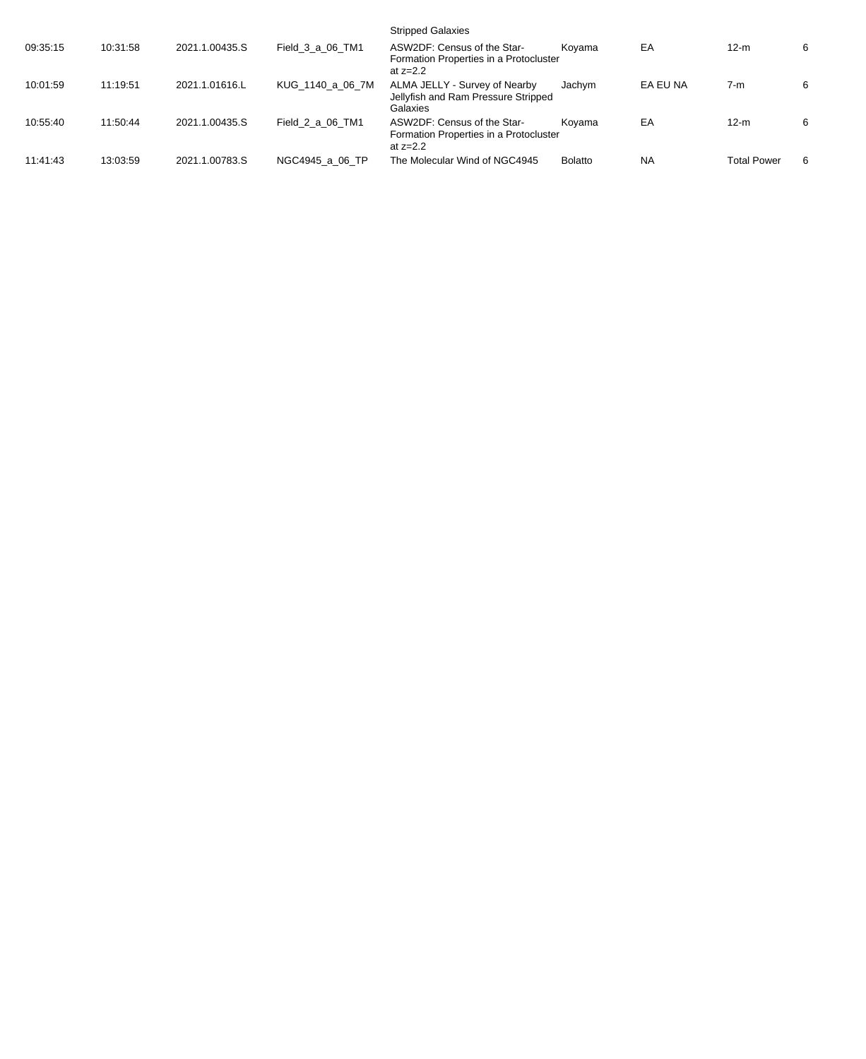| | | | | | | | | |
|---|---|---|---|---|---|---|---|---|
| | | | | Stripped Galaxies | | | | |
| 09:35:15 | 10:31:58 | 2021.1.00435.S | Field_3_a_06_TM1 | ASW2DF: Census of the Star-Formation Properties in a Protocluster at z=2.2 | Koyama | EA | 12-m | 6 |
| 10:01:59 | 11:19:51 | 2021.1.01616.L | KUG_1140_a_06_7M | ALMA JELLY - Survey of Nearby Jellyfish and Ram Pressure Stripped Galaxies | Jachym | EA EU NA | 7-m | 6 |
| 10:55:40 | 11:50:44 | 2021.1.00435.S | Field_2_a_06_TM1 | ASW2DF: Census of the Star-Formation Properties in a Protocluster at z=2.2 | Koyama | EA | 12-m | 6 |
| 11:41:43 | 13:03:59 | 2021.1.00783.S | NGC4945_a_06_TP | The Molecular Wind of NGC4945 | Bolatto | NA | Total Power | 6 |